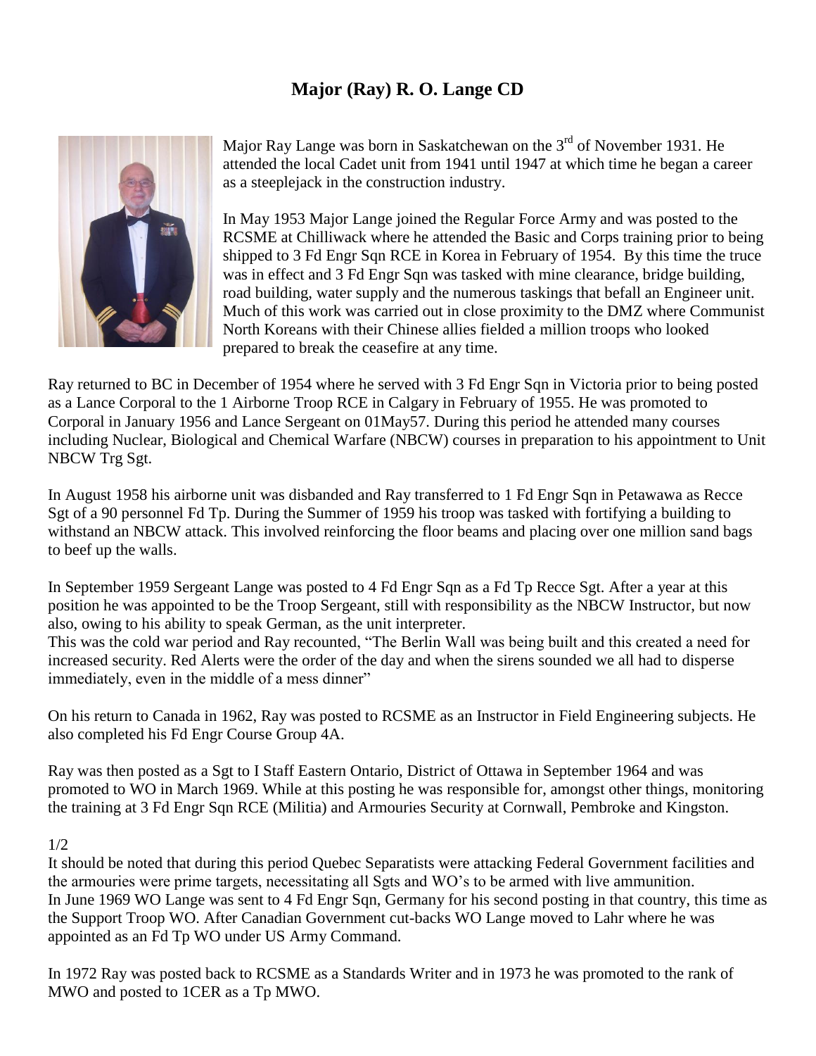# Major (Ray) R. O. Lange CD

Major Ray Lange was born in Saskatchewan on the 3rd of November 1931. He attended the local Cadet unit from 1941 until 1947 at which time he began a career as a steeplejack in the construction industry.

In May 1953 Major Lange joined the Regular Force Army and was posted to the RCSME at Chilliwack where he attended the Basic and Corps training prior to being shipped to 3 Fd Engr Sqn RCE in Korea in February of 1954. By this time the truce was in effect and 3 Fd Engr Sqn was tasked with mine clearance, bridge building, road building, water supply and the numerous taskings that befall an Engineer unit. Much of this work was carried out in close proximity to the DMZ where Communist North Koreans with their Chinese allies fielded a million troops who looked prepared to break the ceasefire at any time.

Ray returned to BC in December of 1954 where he served with 3 Fd Engr Sqn in Victoria prior to being posted as a Lance Corporal to the 1 Airborne Troop RCE in Calgary in February of 1955. He was promoted to Corporal in January 1956 and Lance Sergeant on 01May57. During this period he attended many courses including Nuclear, Biological and Chemical Warfare (NBCW) courses in preparation to his appointment to Unit NBCW Trg Sgt.

In August 1958 his airborne unit was disbanded and Ray transferred to 1 Fd Engr Sqn in Petawawa as Recce Sgt of a 90 personnel Fd Tp. During the Summer of 1959 his troop was tasked with fortifying a building to withstand an NBCW attack. This involved reinforcing the floor beams and placing over one million sand bags to beef up the walls.

In September 1959 Sergeant Lange was posted to 4 Fd Engr Sqn as a Fd Tp Recce Sgt. After a year at this position he was appointed to be the Troop Sergeant, still with responsibility as the NBCW Instructor, but now also, owing to his ability to speak German, as the unit interpreter.
This was the cold war period and Ray recounted, "The Berlin Wall was being built and this created a need for increased security. Red Alerts were the order of the day and when the sirens sounded we all had to disperse immediately, even in the middle of a mess dinner"

On his return to Canada in 1962, Ray was posted to RCSME as an Instructor in Field Engineering subjects. He also completed his Fd Engr Course Group 4A.

Ray was then posted as a Sgt to I Staff Eastern Ontario, District of Ottawa in September 1964 and was promoted to WO in March 1969. While at this posting he was responsible for, amongst other things, monitoring the training at 3 Fd Engr Sqn RCE (Militia) and Armouries Security at Cornwall, Pembroke and Kingston.

It should be noted that during this period Quebec Separatists were attacking Federal Government facilities and the armouries were prime targets, necessitating all Sgts and WO's to be armed with live ammunition.
In June 1969 WO Lange was sent to 4 Fd Engr Sqn, Germany for his second posting in that country, this time as the Support Troop WO. After Canadian Government cut-backs WO Lange moved to Lahr where he was appointed as an Fd Tp WO under US Army Command.

In 1972 Ray was posted back to RCSME as a Standards Writer and in 1973 he was promoted to the rank of MWO and posted to 1CER as a Tp MWO.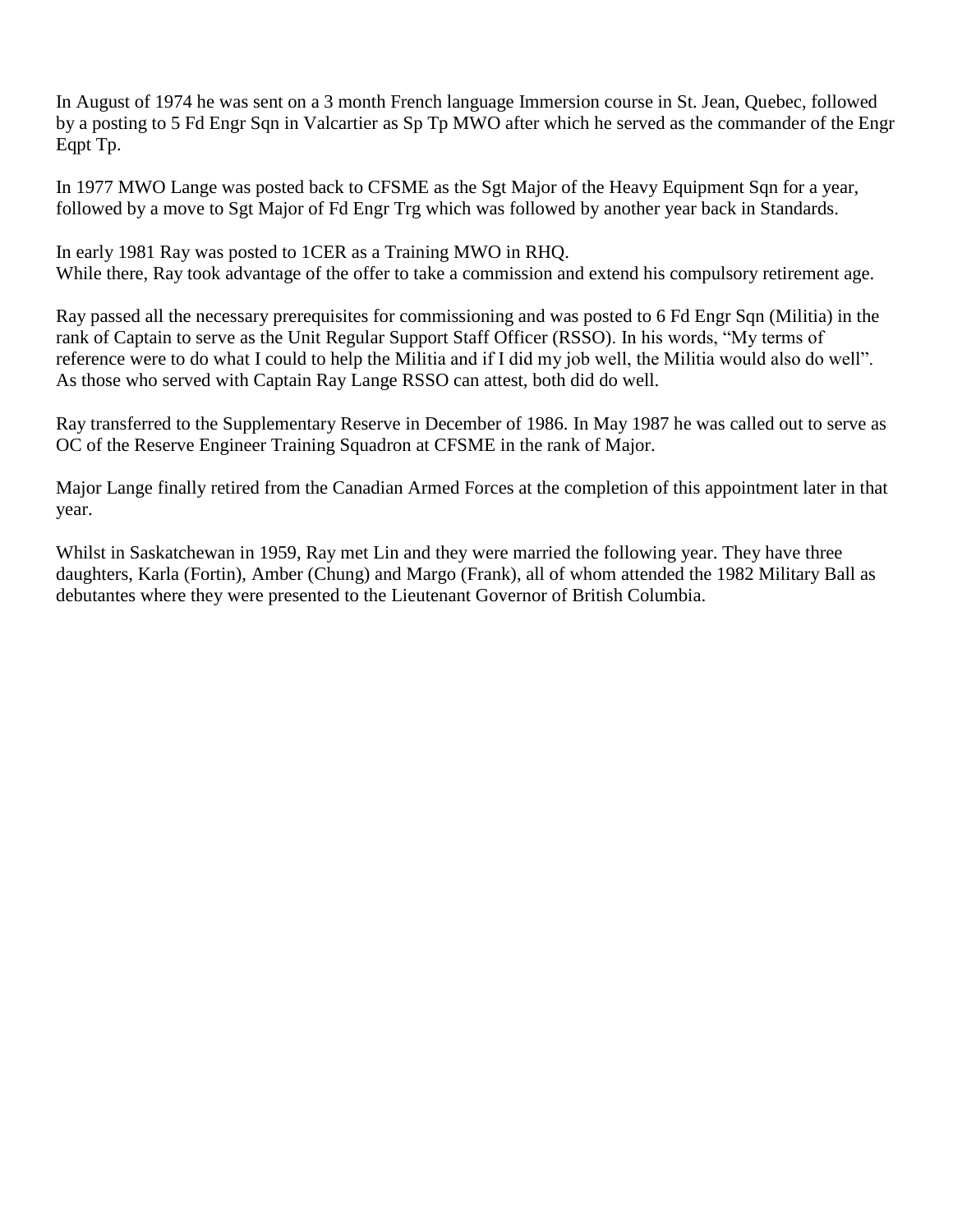In August of 1974 he was sent on a 3 month French language Immersion course in St. Jean, Quebec, followed by a posting to 5 Fd Engr Sqn in Valcartier as Sp Tp MWO after which he served as the commander of the Engr Eqpt Tp.

In 1977 MWO Lange was posted back to CFSME as the Sgt Major of the Heavy Equipment Sqn for a year, followed by a move to Sgt Major of Fd Engr Trg which was followed by another year back in Standards.

In early 1981 Ray was posted to 1CER as a Training MWO in RHQ.
While there, Ray took advantage of the offer to take a commission and extend his compulsory retirement age.

Ray passed all the necessary prerequisites for commissioning and was posted to 6 Fd Engr Sqn (Militia) in the rank of Captain to serve as the Unit Regular Support Staff Officer (RSSO). In his words, "My terms of reference were to do what I could to help the Militia and if I did my job well, the Militia would also do well". As those who served with Captain Ray Lange RSSO can attest, both did do well.

Ray transferred to the Supplementary Reserve in December of 1986. In May 1987 he was called out to serve as OC of the Reserve Engineer Training Squadron at CFSME in the rank of Major.

Major Lange finally retired from the Canadian Armed Forces at the completion of this appointment later in that year.

Whilst in Saskatchewan in 1959, Ray met Lin and they were married the following year. They have three daughters, Karla (Fortin), Amber (Chung) and Margo (Frank), all of whom attended the 1982 Military Ball as debutantes where they were presented to the Lieutenant Governor of British Columbia.